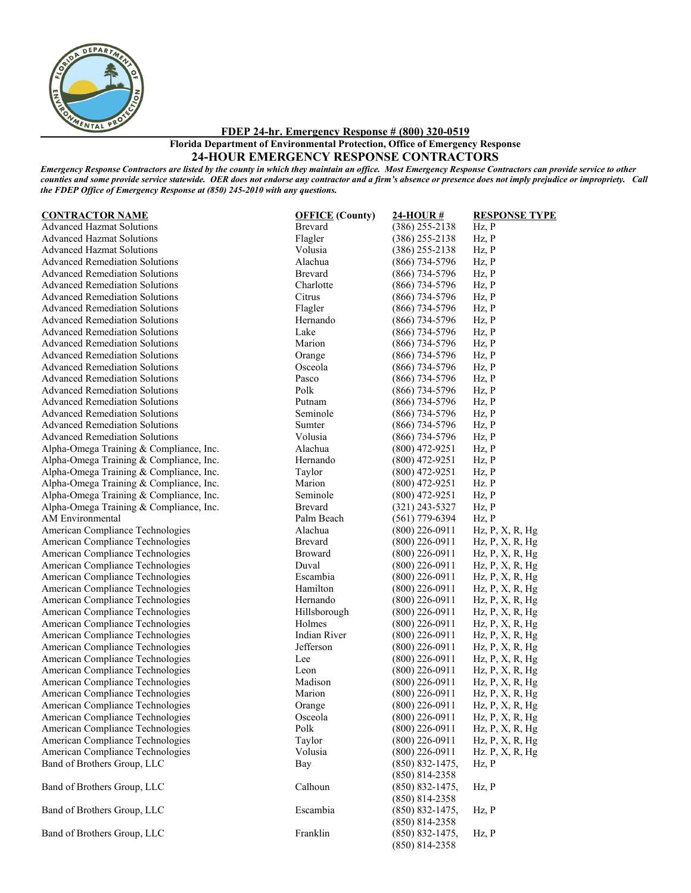**FDEP 24-hr. Emergency Response # (800) 320-0519**

**Florida Department of Environmental Protection, Office of Emergency Response**

## 24-HOUR EMERGENCY RESPONSE CONTRACTORS

***Emergency Response Contractors are listed by the county in which they maintain an office. Most Emergency Response Contractors can provide service to other counties and some provide service statewide. OER does not endorse any contractor and a firm's absence or presence does not imply prejudice or impropriety. Call the FDEP Office of Emergency Response at (850) 245-2010 with any questions.***

| CONTRACTOR NAME | OFFICE (County) | 24-HOUR # | RESPONSE TYPE |
|---|---|---|---|
| Advanced Hazmat Solutions | Brevard | (386) 255-2138 | Hz, P |
| Advanced Hazmat Solutions | Flagler | (386) 255-2138 | Hz, P |
| Advanced Hazmat Solutions | Volusia | (386) 255-2138 | Hz, P |
| Advanced Remediation Solutions | Alachua | (866) 734-5796 | Hz, P |
| Advanced Remediation Solutions | Brevard | (866) 734-5796 | Hz, P |
| Advanced Remediation Solutions | Charlotte | (866) 734-5796 | Hz, P |
| Advanced Remediation Solutions | Citrus | (866) 734-5796 | Hz, P |
| Advanced Remediation Solutions | Flagler | (866) 734-5796 | Hz, P |
| Advanced Remediation Solutions | Hernando | (866) 734-5796 | Hz, P |
| Advanced Remediation Solutions | Lake | (866) 734-5796 | Hz, P |
| Advanced Remediation Solutions | Marion | (866) 734-5796 | Hz, P |
| Advanced Remediation Solutions | Orange | (866) 734-5796 | Hz, P |
| Advanced Remediation Solutions | Osceola | (866) 734-5796 | Hz, P |
| Advanced Remediation Solutions | Pasco | (866) 734-5796 | Hz, P |
| Advanced Remediation Solutions | Polk | (866) 734-5796 | Hz, P |
| Advanced Remediation Solutions | Putnam | (866) 734-5796 | Hz, P |
| Advanced Remediation Solutions | Seminole | (866) 734-5796 | Hz, P |
| Advanced Remediation Solutions | Sumter | (866) 734-5796 | Hz, P |
| Advanced Remediation Solutions | Volusia | (866) 734-5796 | Hz, P |
| Alpha-Omega Training & Compliance, Inc. | Alachua | (800) 472-9251 | Hz, P |
| Alpha-Omega Training & Compliance, Inc. | Hernando | (800) 472-9251 | Hz, P |
| Alpha-Omega Training & Compliance, Inc. | Taylor | (800) 472-9251 | Hz, P |
| Alpha-Omega Training & Compliance, Inc. | Marion | (800) 472-9251 | Hz. P |
| Alpha-Omega Training & Compliance, Inc. | Seminole | (800) 472-9251 | Hz, P |
| Alpha-Omega Training & Compliance, Inc. | Brevard | (321) 243-5327 | Hz, P |
| AM Environmental | Palm Beach | (561) 779-6394 | Hz, P |
| American Compliance Technologies | Alachua | (800) 226-0911 | Hz, P, X, R, Hg |
| American Compliance Technologies | Brevard | (800) 226-0911 | Hz, P, X, R, Hg |
| American Compliance Technologies | Broward | (800) 226-0911 | Hz, P, X, R, Hg |
| American Compliance Technologies | Duval | (800) 226-0911 | Hz, P, X, R, Hg |
| American Compliance Technologies | Escambia | (800) 226-0911 | Hz, P, X, R, Hg |
| American Compliance Technologies | Hamilton | (800) 226-0911 | Hz, P, X, R, Hg |
| American Compliance Technologies | Hernando | (800) 226-0911 | Hz, P, X, R, Hg |
| American Compliance Technologies | Hillsborough | (800) 226-0911 | Hz, P, X, R, Hg |
| American Compliance Technologies | Holmes | (800) 226-0911 | Hz, P, X, R, Hg |
| American Compliance Technologies | Indian River | (800) 226-0911 | Hz, P, X, R, Hg |
| American Compliance Technologies | Jefferson | (800) 226-0911 | Hz, P, X, R, Hg |
| American Compliance Technologies | Lee | (800) 226-0911 | Hz, P, X, R, Hg |
| American Compliance Technologies | Leon | (800) 226-0911 | Hz, P, X, R, Hg |
| American Compliance Technologies | Madison | (800) 226-0911 | Hz, P, X, R, Hg |
| American Compliance Technologies | Marion | (800) 226-0911 | Hz, P, X, R, Hg |
| American Compliance Technologies | Orange | (800) 226-0911 | Hz, P, X, R, Hg |
| American Compliance Technologies | Osceola | (800) 226-0911 | Hz, P, X, R, Hg |
| American Compliance Technologies | Polk | (800) 226-0911 | Hz, P, X, R, Hg |
| American Compliance Technologies | Taylor | (800) 226-0911 | Hz, P, X, R, Hg |
| American Compliance Technologies | Volusia | (800) 226-0911 | Hz. P, X, R, Hg |
| Band of Brothers Group, LLC | Bay | (850) 832-1475, (850) 814-2358 | Hz, P |
| Band of Brothers Group, LLC | Calhoun | (850) 832-1475, (850) 814-2358 | Hz, P |
| Band of Brothers Group, LLC | Escambia | (850) 832-1475, (850) 814-2358 | Hz, P |
| Band of Brothers Group, LLC | Franklin | (850) 832-1475, (850) 814-2358 | Hz, P |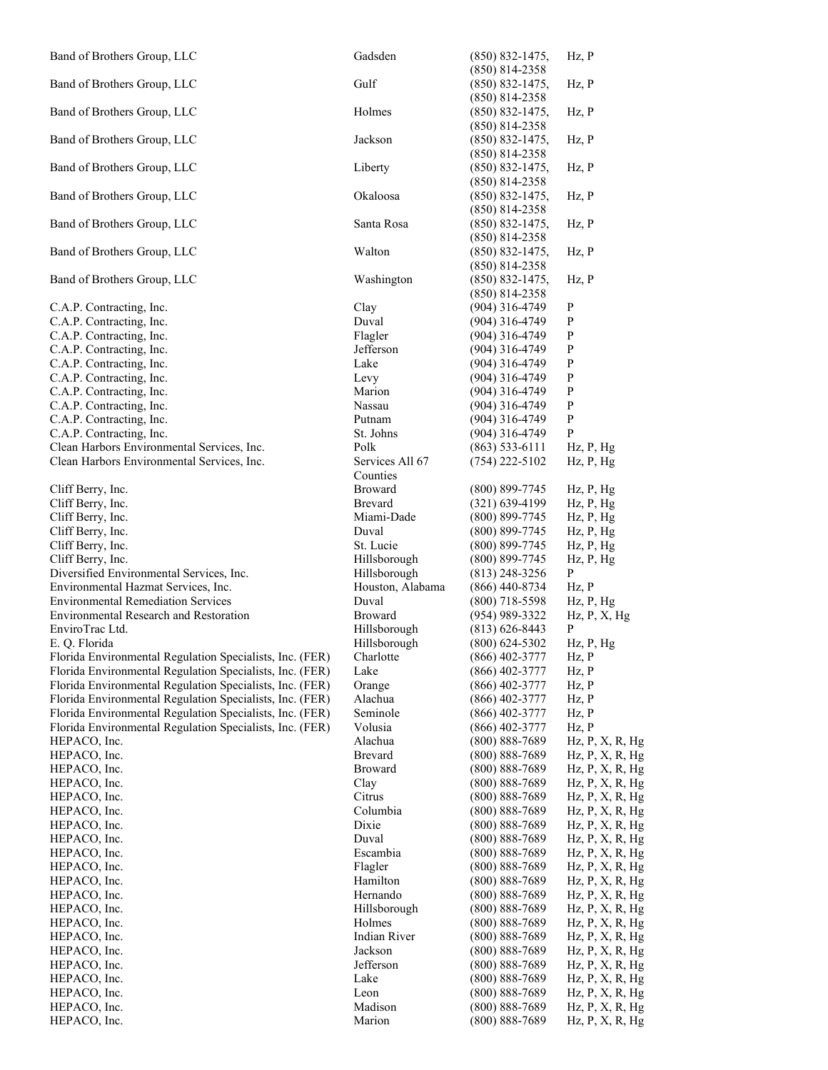| | | | |
|---|---|---|---|
| Band of Brothers Group, LLC | Gadsden | (850) 832-1475, (850) 814-2358 | Hz, P |
| Band of Brothers Group, LLC | Gulf | (850) 832-1475, (850) 814-2358 | Hz, P |
| Band of Brothers Group, LLC | Holmes | (850) 832-1475, (850) 814-2358 | Hz, P |
| Band of Brothers Group, LLC | Jackson | (850) 832-1475, (850) 814-2358 | Hz, P |
| Band of Brothers Group, LLC | Liberty | (850) 832-1475, (850) 814-2358 | Hz, P |
| Band of Brothers Group, LLC | Okaloosa | (850) 832-1475, (850) 814-2358 | Hz, P |
| Band of Brothers Group, LLC | Santa Rosa | (850) 832-1475, (850) 814-2358 | Hz, P |
| Band of Brothers Group, LLC | Walton | (850) 832-1475, (850) 814-2358 | Hz, P |
| Band of Brothers Group, LLC | Washington | (850) 832-1475, (850) 814-2358 | Hz, P |
| C.A.P. Contracting, Inc. | Clay | (904) 316-4749 | P |
| C.A.P. Contracting, Inc. | Duval | (904) 316-4749 | P |
| C.A.P. Contracting, Inc. | Flagler | (904) 316-4749 | P |
| C.A.P. Contracting, Inc. | Jefferson | (904) 316-4749 | P |
| C.A.P. Contracting, Inc. | Lake | (904) 316-4749 | P |
| C.A.P. Contracting, Inc. | Levy | (904) 316-4749 | P |
| C.A.P. Contracting, Inc. | Marion | (904) 316-4749 | P |
| C.A.P. Contracting, Inc. | Nassau | (904) 316-4749 | P |
| C.A.P. Contracting, Inc. | Putnam | (904) 316-4749 | P |
| C.A.P. Contracting, Inc. | St. Johns | (904) 316-4749 | P |
| Clean Harbors Environmental Services, Inc. | Polk | (863) 533-6111 | Hz, P, Hg |
| Clean Harbors Environmental Services, Inc. | Services All 67 Counties | (754) 222-5102 | Hz, P, Hg |
| Cliff Berry, Inc. | Broward | (800) 899-7745 | Hz, P, Hg |
| Cliff Berry, Inc. | Brevard | (321) 639-4199 | Hz, P, Hg |
| Cliff Berry, Inc. | Miami-Dade | (800) 899-7745 | Hz, P, Hg |
| Cliff Berry, Inc. | Duval | (800) 899-7745 | Hz, P, Hg |
| Cliff Berry, Inc. | St. Lucie | (800) 899-7745 | Hz, P, Hg |
| Cliff Berry, Inc. | Hillsborough | (800) 899-7745 | Hz, P, Hg |
| Diversified Environmental Services, Inc. | Hillsborough | (813) 248-3256 | P |
| Environmental Hazmat Services, Inc. | Houston, Alabama | (866) 440-8734 | Hz, P |
| Environmental Remediation Services | Duval | (800) 718-5598 | Hz, P, Hg |
| Environmental Research and Restoration | Broward | (954) 989-3322 | Hz, P, X, Hg |
| EnviroTrac Ltd. | Hillsborough | (813) 626-8443 | P |
| E. Q. Florida | Hillsborough | (800) 624-5302 | Hz, P, Hg |
| Florida Environmental Regulation Specialists, Inc. (FER) | Charlotte | (866) 402-3777 | Hz, P |
| Florida Environmental Regulation Specialists, Inc. (FER) | Lake | (866) 402-3777 | Hz, P |
| Florida Environmental Regulation Specialists, Inc. (FER) | Orange | (866) 402-3777 | Hz, P |
| Florida Environmental Regulation Specialists, Inc. (FER) | Alachua | (866) 402-3777 | Hz, P |
| Florida Environmental Regulation Specialists, Inc. (FER) | Seminole | (866) 402-3777 | Hz, P |
| Florida Environmental Regulation Specialists, Inc. (FER) | Volusia | (866) 402-3777 | Hz, P |
| HEPACO, Inc. | Alachua | (800) 888-7689 | Hz, P, X, R, Hg |
| HEPACO, Inc. | Brevard | (800) 888-7689 | Hz, P, X, R, Hg |
| HEPACO, Inc. | Broward | (800) 888-7689 | Hz, P, X, R, Hg |
| HEPACO, Inc. | Clay | (800) 888-7689 | Hz, P, X, R, Hg |
| HEPACO, Inc. | Citrus | (800) 888-7689 | Hz, P, X, R, Hg |
| HEPACO, Inc. | Columbia | (800) 888-7689 | Hz, P, X, R, Hg |
| HEPACO, Inc. | Dixie | (800) 888-7689 | Hz, P, X, R, Hg |
| HEPACO, Inc. | Duval | (800) 888-7689 | Hz, P, X, R, Hg |
| HEPACO, Inc. | Escambia | (800) 888-7689 | Hz, P, X, R, Hg |
| HEPACO, Inc. | Flagler | (800) 888-7689 | Hz, P, X, R, Hg |
| HEPACO, Inc. | Hamilton | (800) 888-7689 | Hz, P, X, R, Hg |
| HEPACO, Inc. | Hernando | (800) 888-7689 | Hz, P, X, R, Hg |
| HEPACO, Inc. | Hillsborough | (800) 888-7689 | Hz, P, X, R, Hg |
| HEPACO, Inc. | Holmes | (800) 888-7689 | Hz, P, X, R, Hg |
| HEPACO, Inc. | Indian River | (800) 888-7689 | Hz, P, X, R, Hg |
| HEPACO, Inc. | Jackson | (800) 888-7689 | Hz, P, X, R, Hg |
| HEPACO, Inc. | Jefferson | (800) 888-7689 | Hz, P, X, R, Hg |
| HEPACO, Inc. | Lake | (800) 888-7689 | Hz, P, X, R, Hg |
| HEPACO, Inc. | Leon | (800) 888-7689 | Hz, P, X, R, Hg |
| HEPACO, Inc. | Madison | (800) 888-7689 | Hz, P, X, R, Hg |
| HEPACO, Inc. | Marion | (800) 888-7689 | Hz, P, X, R, Hg |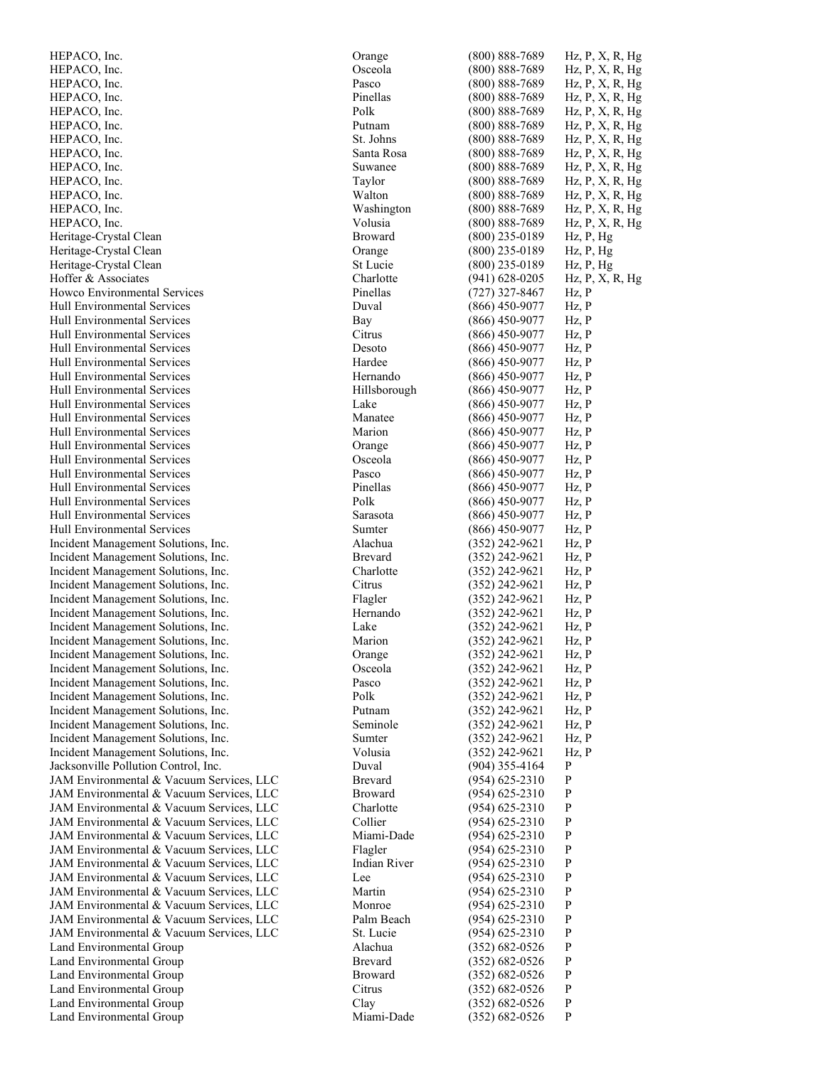| | | | |
|---|---|---|---|
| HEPACO, Inc. | Orange | (800) 888-7689 | Hz, P, X, R, Hg |
| HEPACO, Inc. | Osceola | (800) 888-7689 | Hz, P, X, R, Hg |
| HEPACO, Inc. | Pasco | (800) 888-7689 | Hz, P, X, R, Hg |
| HEPACO, Inc. | Pinellas | (800) 888-7689 | Hz, P, X, R, Hg |
| HEPACO, Inc. | Polk | (800) 888-7689 | Hz, P, X, R, Hg |
| HEPACO, Inc. | Putnam | (800) 888-7689 | Hz, P, X, R, Hg |
| HEPACO, Inc. | St. Johns | (800) 888-7689 | Hz, P, X, R, Hg |
| HEPACO, Inc. | Santa Rosa | (800) 888-7689 | Hz, P, X, R, Hg |
| HEPACO, Inc. | Suwanee | (800) 888-7689 | Hz, P, X, R, Hg |
| HEPACO, Inc. | Taylor | (800) 888-7689 | Hz, P, X, R, Hg |
| HEPACO, Inc. | Walton | (800) 888-7689 | Hz, P, X, R, Hg |
| HEPACO, Inc. | Washington | (800) 888-7689 | Hz, P, X, R, Hg |
| HEPACO, Inc. | Volusia | (800) 888-7689 | Hz, P, X, R, Hg |
| Heritage-Crystal Clean | Broward | (800) 235-0189 | Hz, P, Hg |
| Heritage-Crystal Clean | Orange | (800) 235-0189 | Hz, P, Hg |
| Heritage-Crystal Clean | St Lucie | (800) 235-0189 | Hz, P, Hg |
| Hoffer & Associates | Charlotte | (941) 628-0205 | Hz, P, X, R, Hg |
| Howco Environmental Services | Pinellas | (727) 327-8467 | Hz, P |
| Hull Environmental Services | Duval | (866) 450-9077 | Hz, P |
| Hull Environmental Services | Bay | (866) 450-9077 | Hz, P |
| Hull Environmental Services | Citrus | (866) 450-9077 | Hz, P |
| Hull Environmental Services | Desoto | (866) 450-9077 | Hz, P |
| Hull Environmental Services | Hardee | (866) 450-9077 | Hz, P |
| Hull Environmental Services | Hernando | (866) 450-9077 | Hz, P |
| Hull Environmental Services | Hillsborough | (866) 450-9077 | Hz, P |
| Hull Environmental Services | Lake | (866) 450-9077 | Hz, P |
| Hull Environmental Services | Manatee | (866) 450-9077 | Hz, P |
| Hull Environmental Services | Marion | (866) 450-9077 | Hz, P |
| Hull Environmental Services | Orange | (866) 450-9077 | Hz, P |
| Hull Environmental Services | Osceola | (866) 450-9077 | Hz, P |
| Hull Environmental Services | Pasco | (866) 450-9077 | Hz, P |
| Hull Environmental Services | Pinellas | (866) 450-9077 | Hz, P |
| Hull Environmental Services | Polk | (866) 450-9077 | Hz, P |
| Hull Environmental Services | Sarasota | (866) 450-9077 | Hz, P |
| Hull Environmental Services | Sumter | (866) 450-9077 | Hz, P |
| Incident Management Solutions, Inc. | Alachua | (352) 242-9621 | Hz, P |
| Incident Management Solutions, Inc. | Brevard | (352) 242-9621 | Hz, P |
| Incident Management Solutions, Inc. | Charlotte | (352) 242-9621 | Hz, P |
| Incident Management Solutions, Inc. | Citrus | (352) 242-9621 | Hz, P |
| Incident Management Solutions, Inc. | Flagler | (352) 242-9621 | Hz, P |
| Incident Management Solutions, Inc. | Hernando | (352) 242-9621 | Hz, P |
| Incident Management Solutions, Inc. | Lake | (352) 242-9621 | Hz, P |
| Incident Management Solutions, Inc. | Marion | (352) 242-9621 | Hz, P |
| Incident Management Solutions, Inc. | Orange | (352) 242-9621 | Hz, P |
| Incident Management Solutions, Inc. | Osceola | (352) 242-9621 | Hz, P |
| Incident Management Solutions, Inc. | Pasco | (352) 242-9621 | Hz, P |
| Incident Management Solutions, Inc. | Polk | (352) 242-9621 | Hz, P |
| Incident Management Solutions, Inc. | Putnam | (352) 242-9621 | Hz, P |
| Incident Management Solutions, Inc. | Seminole | (352) 242-9621 | Hz, P |
| Incident Management Solutions, Inc. | Sumter | (352) 242-9621 | Hz, P |
| Incident Management Solutions, Inc. | Volusia | (352) 242-9621 | Hz, P |
| Jacksonville Pollution Control, Inc. | Duval | (904) 355-4164 | P |
| JAM Environmental & Vacuum Services, LLC | Brevard | (954) 625-2310 | P |
| JAM Environmental & Vacuum Services, LLC | Broward | (954) 625-2310 | P |
| JAM Environmental & Vacuum Services, LLC | Charlotte | (954) 625-2310 | P |
| JAM Environmental & Vacuum Services, LLC | Collier | (954) 625-2310 | P |
| JAM Environmental & Vacuum Services, LLC | Miami-Dade | (954) 625-2310 | P |
| JAM Environmental & Vacuum Services, LLC | Flagler | (954) 625-2310 | P |
| JAM Environmental & Vacuum Services, LLC | Indian River | (954) 625-2310 | P |
| JAM Environmental & Vacuum Services, LLC | Lee | (954) 625-2310 | P |
| JAM Environmental & Vacuum Services, LLC | Martin | (954) 625-2310 | P |
| JAM Environmental & Vacuum Services, LLC | Monroe | (954) 625-2310 | P |
| JAM Environmental & Vacuum Services, LLC | Palm Beach | (954) 625-2310 | P |
| JAM Environmental & Vacuum Services, LLC | St. Lucie | (954) 625-2310 | P |
| Land Environmental Group | Alachua | (352) 682-0526 | P |
| Land Environmental Group | Brevard | (352) 682-0526 | P |
| Land Environmental Group | Broward | (352) 682-0526 | P |
| Land Environmental Group | Citrus | (352) 682-0526 | P |
| Land Environmental Group | Clay | (352) 682-0526 | P |
| Land Environmental Group | Miami-Dade | (352) 682-0526 | P |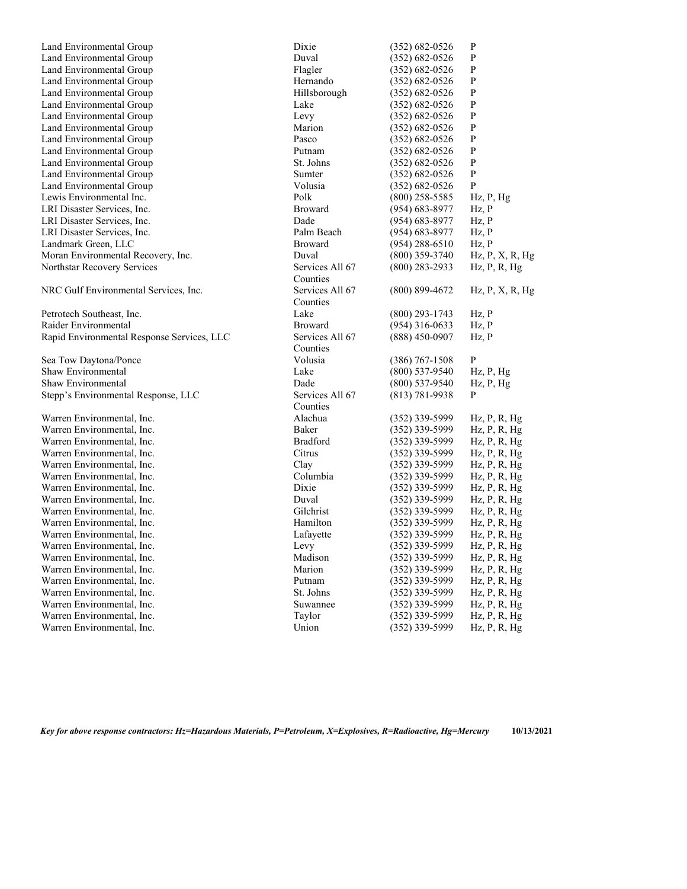| | | | |
|---|---|---|---|
| Land Environmental Group | Dixie | (352) 682-0526 | P |
| Land Environmental Group | Duval | (352) 682-0526 | P |
| Land Environmental Group | Flagler | (352) 682-0526 | P |
| Land Environmental Group | Hernando | (352) 682-0526 | P |
| Land Environmental Group | Hillsborough | (352) 682-0526 | P |
| Land Environmental Group | Lake | (352) 682-0526 | P |
| Land Environmental Group | Levy | (352) 682-0526 | P |
| Land Environmental Group | Marion | (352) 682-0526 | P |
| Land Environmental Group | Pasco | (352) 682-0526 | P |
| Land Environmental Group | Putnam | (352) 682-0526 | P |
| Land Environmental Group | St. Johns | (352) 682-0526 | P |
| Land Environmental Group | Sumter | (352) 682-0526 | P |
| Land Environmental Group | Volusia | (352) 682-0526 | P |
| Lewis Environmental Inc. | Polk | (800) 258-5585 | Hz, P, Hg |
| LRI Disaster Services, Inc. | Broward | (954) 683-8977 | Hz, P |
| LRI Disaster Services, Inc. | Dade | (954) 683-8977 | Hz, P |
| LRI Disaster Services, Inc. | Palm Beach | (954) 683-8977 | Hz, P |
| Landmark Green, LLC | Broward | (954) 288-6510 | Hz, P |
| Moran Environmental Recovery, Inc. | Duval | (800) 359-3740 | Hz, P, X, R, Hg |
| Northstar Recovery Services | Services All 67 Counties | (800) 283-2933 | Hz, P, R, Hg |
| NRC Gulf Environmental Services, Inc. | Services All 67 Counties | (800) 899-4672 | Hz, P, X, R, Hg |
| Petrotech Southeast, Inc. | Lake | (800) 293-1743 | Hz, P |
| Raider Environmental | Broward | (954) 316-0633 | Hz, P |
| Rapid Environmental Response Services, LLC | Services All 67 Counties | (888) 450-0907 | Hz, P |
| Sea Tow Daytona/Ponce | Volusia | (386) 767-1508 | P |
| Shaw Environmental | Lake | (800) 537-9540 | Hz, P, Hg |
| Shaw Environmental | Dade | (800) 537-9540 | Hz, P, Hg |
| Stepp's Environmental Response, LLC | Services All 67 Counties | (813) 781-9938 | P |
| Warren Environmental, Inc. | Alachua | (352) 339-5999 | Hz, P, R, Hg |
| Warren Environmental, Inc. | Baker | (352) 339-5999 | Hz, P, R, Hg |
| Warren Environmental, Inc. | Bradford | (352) 339-5999 | Hz, P, R, Hg |
| Warren Environmental, Inc. | Citrus | (352) 339-5999 | Hz, P, R, Hg |
| Warren Environmental, Inc. | Clay | (352) 339-5999 | Hz, P, R, Hg |
| Warren Environmental, Inc. | Columbia | (352) 339-5999 | Hz, P, R, Hg |
| Warren Environmental, Inc. | Dixie | (352) 339-5999 | Hz, P, R, Hg |
| Warren Environmental, Inc. | Duval | (352) 339-5999 | Hz, P, R, Hg |
| Warren Environmental, Inc. | Gilchrist | (352) 339-5999 | Hz, P, R, Hg |
| Warren Environmental, Inc. | Hamilton | (352) 339-5999 | Hz, P, R, Hg |
| Warren Environmental, Inc. | Lafayette | (352) 339-5999 | Hz, P, R, Hg |
| Warren Environmental, Inc. | Levy | (352) 339-5999 | Hz, P, R, Hg |
| Warren Environmental, Inc. | Madison | (352) 339-5999 | Hz, P, R, Hg |
| Warren Environmental, Inc. | Marion | (352) 339-5999 | Hz, P, R, Hg |
| Warren Environmental, Inc. | Putnam | (352) 339-5999 | Hz, P, R, Hg |
| Warren Environmental, Inc. | St. Johns | (352) 339-5999 | Hz, P, R, Hg |
| Warren Environmental, Inc. | Suwannee | (352) 339-5999 | Hz, P, R, Hg |
| Warren Environmental, Inc. | Taylor | (352) 339-5999 | Hz, P, R, Hg |
| Warren Environmental, Inc. | Union | (352) 339-5999 | Hz, P, R, Hg |

***Key for above response contractors: Hz=Hazardous Materials, P=Petroleum, X=Explosives, R=Radioactive, Hg=Mercury*** **10/13/2021**